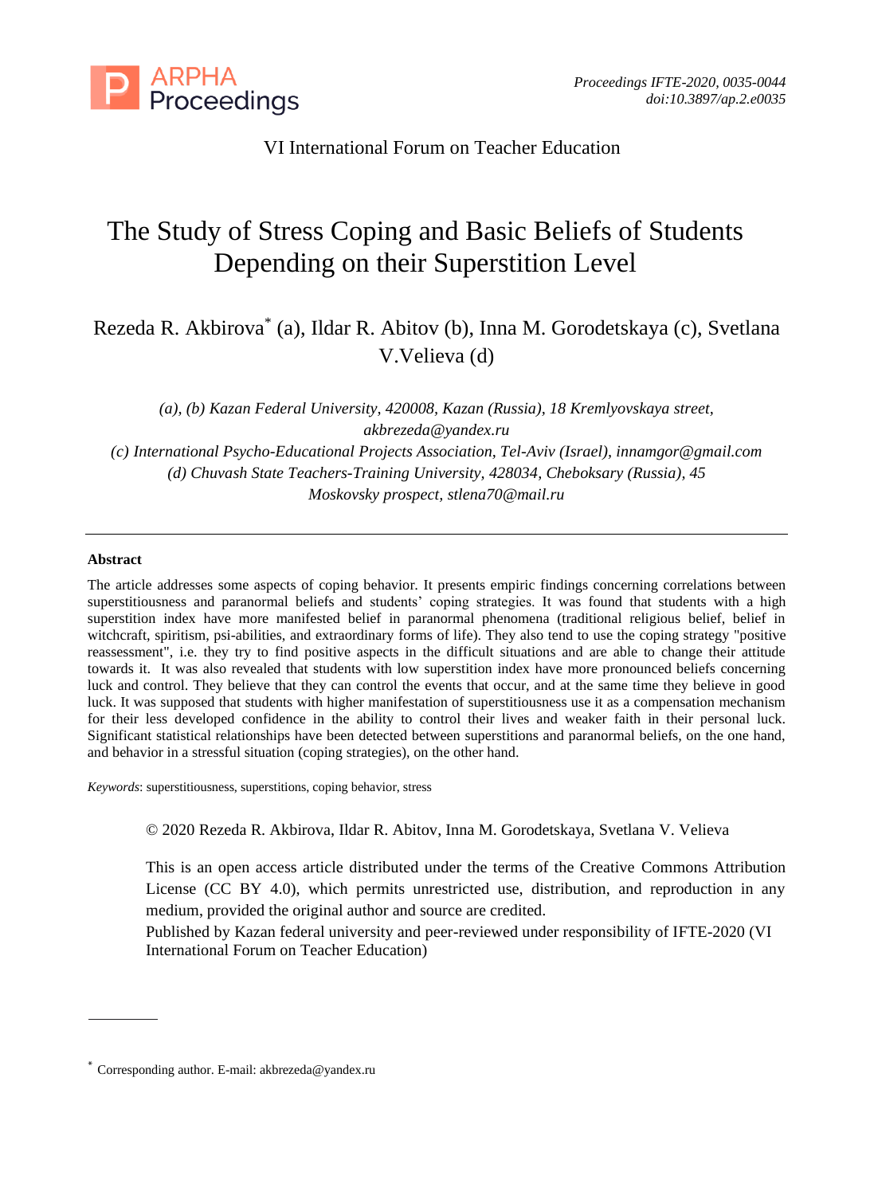VI International Forum on Teacher Education

# The Study of Stress Coping and Basic Beliefs of Students Depending on their Superstition Level

Rezeda R. Akbirova[*] (a), Ildar R. Abitov (b), Inna M. Gorodetskaya (c), Svetlana V.Velieva (d)

*(a), (b) Kazan Federal University, 420008, Kazan (Russia), 18 Kremlyovskaya street, akbrezeda@yandex.ru*
*(c) International Psycho-Educational Projects Association, Tel-Aviv (Israel), innamgor@gmail.com*
*(d) Chuvash State Teachers-Training University, 428034, Cheboksary (Russia), 45 Moskovsky prospect, stlena70@mail.ru*

---

**Abstract**

The article addresses some aspects of coping behavior. It presents empiric findings concerning correlations between superstitiousness and paranormal beliefs and students' coping strategies. It was found that students with a high superstition index have more manifested belief in paranormal phenomena (traditional religious belief, belief in witchcraft, spiritism, psi-abilities, and extraordinary forms of life). They also tend to use the coping strategy "positive reassessment", i.e. they try to find positive aspects in the difficult situations and are able to change their attitude towards it. It was also revealed that students with low superstition index have more pronounced beliefs concerning luck and control. They believe that they can control the events that occur, and at the same time they believe in good luck. It was supposed that students with higher manifestation of superstitiousness use it as a compensation mechanism for their less developed confidence in the ability to control their lives and weaker faith in their personal luck. Significant statistical relationships have been detected between superstitions and paranormal beliefs, on the one hand, and behavior in a stressful situation (coping strategies), on the other hand.

*Keywords*: superstitiousness, superstitions, coping behavior, stress

© 2020 Rezeda R. Akbirova, Ildar R. Abitov, Inna M. Gorodetskaya, Svetlana V. Velieva

This is an open access article distributed under the terms of the Creative Commons Attribution License (CC BY 4.0), which permits unrestricted use, distribution, and reproduction in any medium, provided the original author and source are credited.
Published by Kazan federal university and peer-reviewed under responsibility of IFTE-2020 (VI International Forum on Teacher Education)

---

[*] Corresponding author. E-mail: akbrezeda@yandex.ru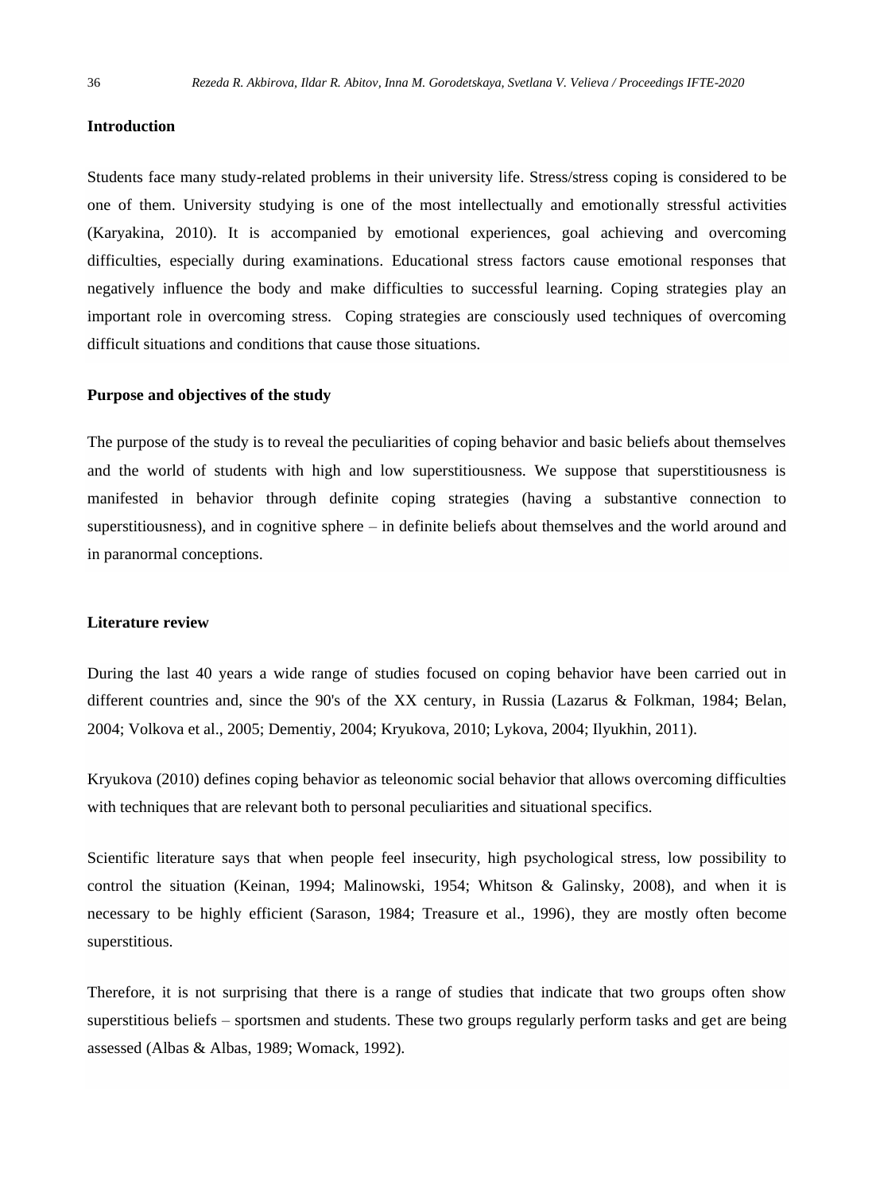## Introduction

Students face many study-related problems in their university life. Stress/stress coping is considered to be one of them. University studying is one of the most intellectually and emotionally stressful activities (Karyakina, 2010). It is accompanied by emotional experiences, goal achieving and overcoming difficulties, especially during examinations. Educational stress factors cause emotional responses that negatively influence the body and make difficulties to successful learning. Coping strategies play an important role in overcoming stress. Coping strategies are consciously used techniques of overcoming difficult situations and conditions that cause those situations.

## Purpose and objectives of the study

The purpose of the study is to reveal the peculiarities of coping behavior and basic beliefs about themselves and the world of students with high and low superstitiousness. We suppose that superstitiousness is manifested in behavior through definite coping strategies (having a substantive connection to superstitiousness), and in cognitive sphere – in definite beliefs about themselves and the world around and in paranormal conceptions.

## Literature review

During the last 40 years a wide range of studies focused on coping behavior have been carried out in different countries and, since the 90's of the XX century, in Russia (Lazarus & Folkman, 1984; Belan, 2004; Volkova et al., 2005; Dementiy, 2004; Kryukova, 2010; Lykova, 2004; Ilyukhin, 2011).

Kryukova (2010) defines coping behavior as teleonomic social behavior that allows overcoming difficulties with techniques that are relevant both to personal peculiarities and situational specifics.

Scientific literature says that when people feel insecurity, high psychological stress, low possibility to control the situation (Keinan, 1994; Malinowski, 1954; Whitson & Galinsky, 2008), and when it is necessary to be highly efficient (Sarason, 1984; Treasure et al., 1996), they are mostly often become superstitious.

Therefore, it is not surprising that there is a range of studies that indicate that two groups often show superstitious beliefs – sportsmen and students. These two groups regularly perform tasks and get are being assessed (Albas & Albas, 1989; Womack, 1992).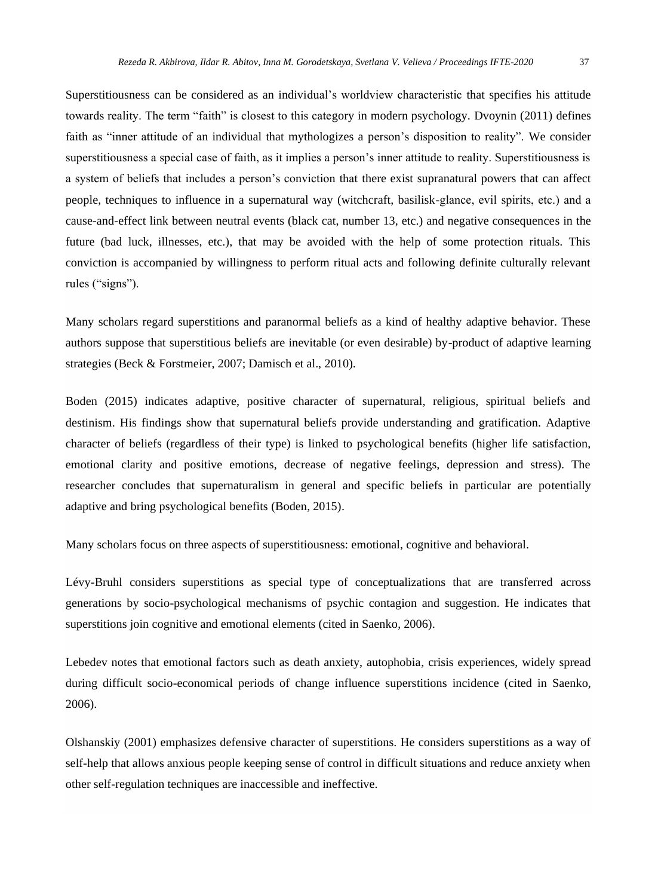Superstitiousness can be considered as an individual's worldview characteristic that specifies his attitude towards reality. The term "faith" is closest to this category in modern psychology. Dvoynin (2011) defines faith as "inner attitude of an individual that mythologizes a person's disposition to reality". We consider superstitiousness a special case of faith, as it implies a person's inner attitude to reality. Superstitiousness is a system of beliefs that includes a person's conviction that there exist supranatural powers that can affect people, techniques to influence in a supernatural way (witchcraft, basilisk-glance, evil spirits, etc.) and a cause-and-effect link between neutral events (black cat, number 13, etc.) and negative consequences in the future (bad luck, illnesses, etc.), that may be avoided with the help of some protection rituals. This conviction is accompanied by willingness to perform ritual acts and following definite culturally relevant rules ("signs").

Many scholars regard superstitions and paranormal beliefs as a kind of healthy adaptive behavior. These authors suppose that superstitious beliefs are inevitable (or even desirable) by-product of adaptive learning strategies (Beck & Forstmeier, 2007; Damisch et al., 2010).

Boden (2015) indicates adaptive, positive character of supernatural, religious, spiritual beliefs and destinism. His findings show that supernatural beliefs provide understanding and gratification. Adaptive character of beliefs (regardless of their type) is linked to psychological benefits (higher life satisfaction, emotional clarity and positive emotions, decrease of negative feelings, depression and stress). The researcher concludes that supernaturalism in general and specific beliefs in particular are potentially adaptive and bring psychological benefits (Boden, 2015).

Many scholars focus on three aspects of superstitiousness: emotional, cognitive and behavioral.

Lévy-Bruhl considers superstitions as special type of conceptualizations that are transferred across generations by socio-psychological mechanisms of psychic contagion and suggestion. He indicates that superstitions join cognitive and emotional elements (cited in Saenko, 2006).

Lebedev notes that emotional factors such as death anxiety, autophobia, crisis experiences, widely spread during difficult socio-economical periods of change influence superstitions incidence (cited in Saenko, 2006).

Olshanskiy (2001) emphasizes defensive character of superstitions. He considers superstitions as a way of self-help that allows anxious people keeping sense of control in difficult situations and reduce anxiety when other self-regulation techniques are inaccessible and ineffective.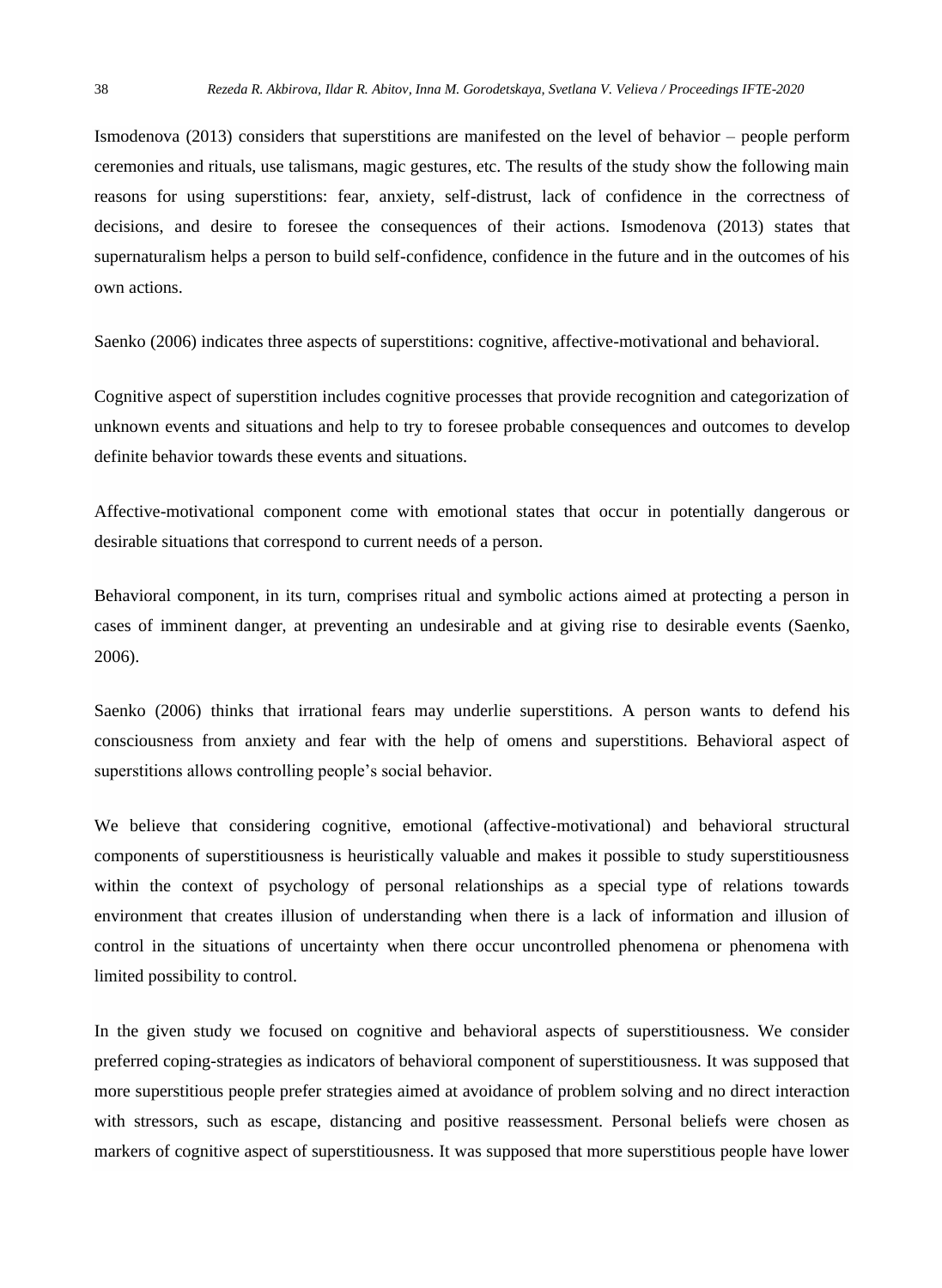Ismodenova (2013) considers that superstitions are manifested on the level of behavior – people perform ceremonies and rituals, use talismans, magic gestures, etc. The results of the study show the following main reasons for using superstitions: fear, anxiety, self-distrust, lack of confidence in the correctness of decisions, and desire to foresee the consequences of their actions. Ismodenova (2013) states that supernaturalism helps a person to build self-confidence, confidence in the future and in the outcomes of his own actions.

Saenko (2006) indicates three aspects of superstitions: cognitive, affective-motivational and behavioral.

Cognitive aspect of superstition includes cognitive processes that provide recognition and categorization of unknown events and situations and help to try to foresee probable consequences and outcomes to develop definite behavior towards these events and situations.

Affective-motivational component come with emotional states that occur in potentially dangerous or desirable situations that correspond to current needs of a person.

Behavioral component, in its turn, comprises ritual and symbolic actions aimed at protecting a person in cases of imminent danger, at preventing an undesirable and at giving rise to desirable events (Saenko, 2006).

Saenko (2006) thinks that irrational fears may underlie superstitions. A person wants to defend his consciousness from anxiety and fear with the help of omens and superstitions. Behavioral aspect of superstitions allows controlling people's social behavior.

We believe that considering cognitive, emotional (affective-motivational) and behavioral structural components of superstitiousness is heuristically valuable and makes it possible to study superstitiousness within the context of psychology of personal relationships as a special type of relations towards environment that creates illusion of understanding when there is a lack of information and illusion of control in the situations of uncertainty when there occur uncontrolled phenomena or phenomena with limited possibility to control.

In the given study we focused on cognitive and behavioral aspects of superstitiousness. We consider preferred coping-strategies as indicators of behavioral component of superstitiousness. It was supposed that more superstitious people prefer strategies aimed at avoidance of problem solving and no direct interaction with stressors, such as escape, distancing and positive reassessment. Personal beliefs were chosen as markers of cognitive aspect of superstitiousness. It was supposed that more superstitious people have lower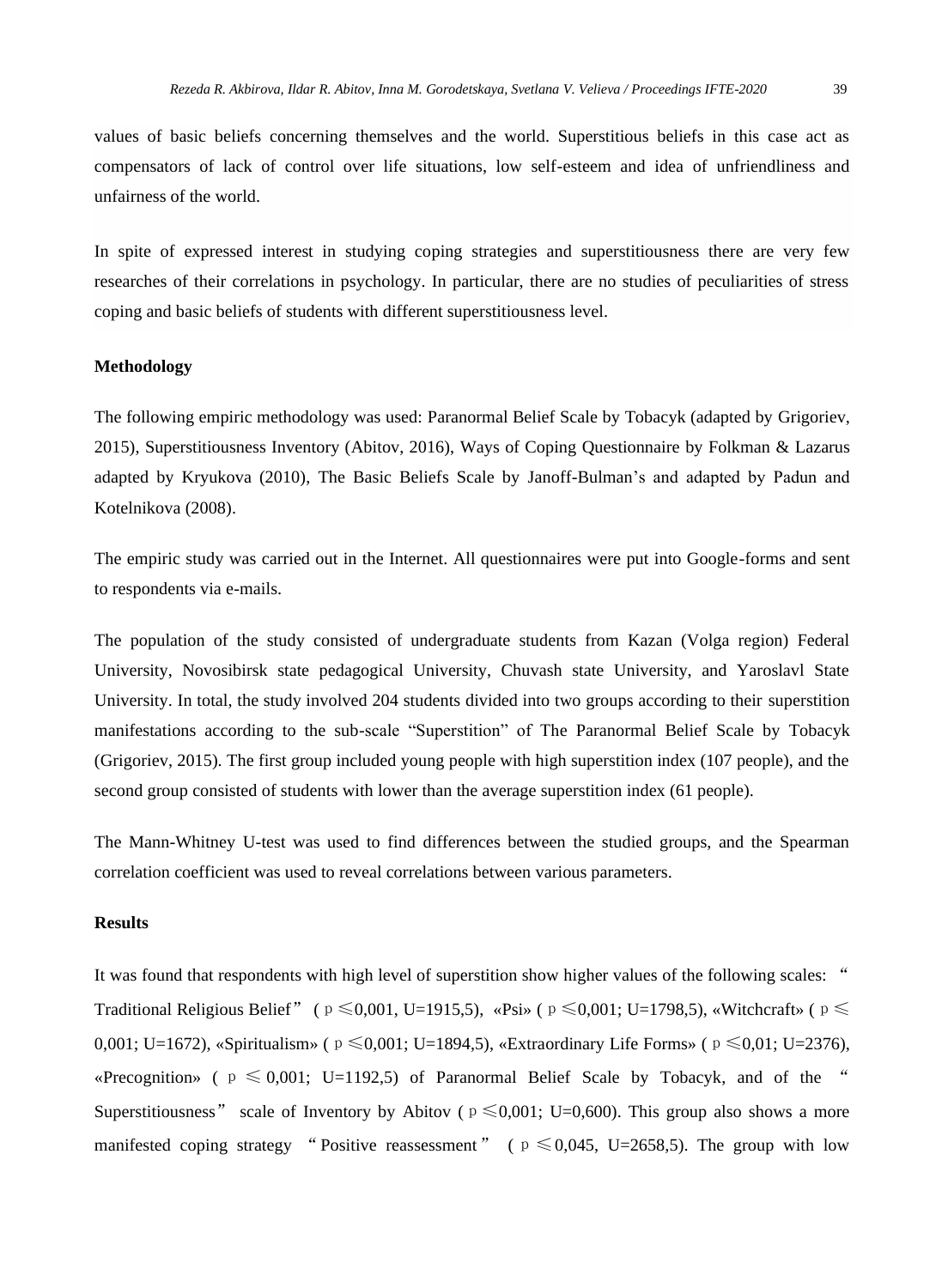values of basic beliefs concerning themselves and the world. Superstitious beliefs in this case act as compensators of lack of control over life situations, low self-esteem and idea of unfriendliness and unfairness of the world.

In spite of expressed interest in studying coping strategies and superstitiousness there are very few researches of their correlations in psychology. In particular, there are no studies of peculiarities of stress coping and basic beliefs of students with different superstitiousness level.

**Methodology**

The following empiric methodology was used: Paranormal Belief Scale by Tobacyk (adapted by Grigoriev, 2015), Superstitiousness Inventory (Abitov, 2016), Ways of Coping Questionnaire by Folkman & Lazarus adapted by Kryukova (2010), The Basic Beliefs Scale by Janoff-Bulman's and adapted by Padun and Kotelnikova (2008).

The empiric study was carried out in the Internet. All questionnaires were put into Google-forms and sent to respondents via e-mails.

The population of the study consisted of undergraduate students from Kazan (Volga region) Federal University, Novosibirsk state pedagogical University, Chuvash state University, and Yaroslavl State University. In total, the study involved 204 students divided into two groups according to their superstition manifestations according to the sub-scale "Superstition" of The Paranormal Belief Scale by Tobacyk (Grigoriev, 2015). The first group included young people with high superstition index (107 people), and the second group consisted of students with lower than the average superstition index (61 people).

The Mann-Whitney U-test was used to find differences between the studied groups, and the Spearman correlation coefficient was used to reveal correlations between various parameters.

**Results**

It was found that respondents with high level of superstition show higher values of the following scales: "Traditional Religious Belief" ($p \leq 0{,}001$, U=1915,5), «Psi» ($p \leq 0{,}001$; U=1798,5), «Witchcraft» ($p \leq 0{,}001$; U=1672), «Spiritualism» ($p \leq 0{,}001$; U=1894,5), «Extraordinary Life Forms» ($p \leq 0{,}01$; U=2376), «Precognition» ($p \leq 0{,}001$; U=1192,5) of Paranormal Belief Scale by Tobacyk, and of the "Superstitiousness" scale of Inventory by Abitov ($p \leq 0{,}001$; U=0,600). This group also shows a more manifested coping strategy "Positive reassessment" ($p \leq 0{,}045$, U=2658,5). The group with low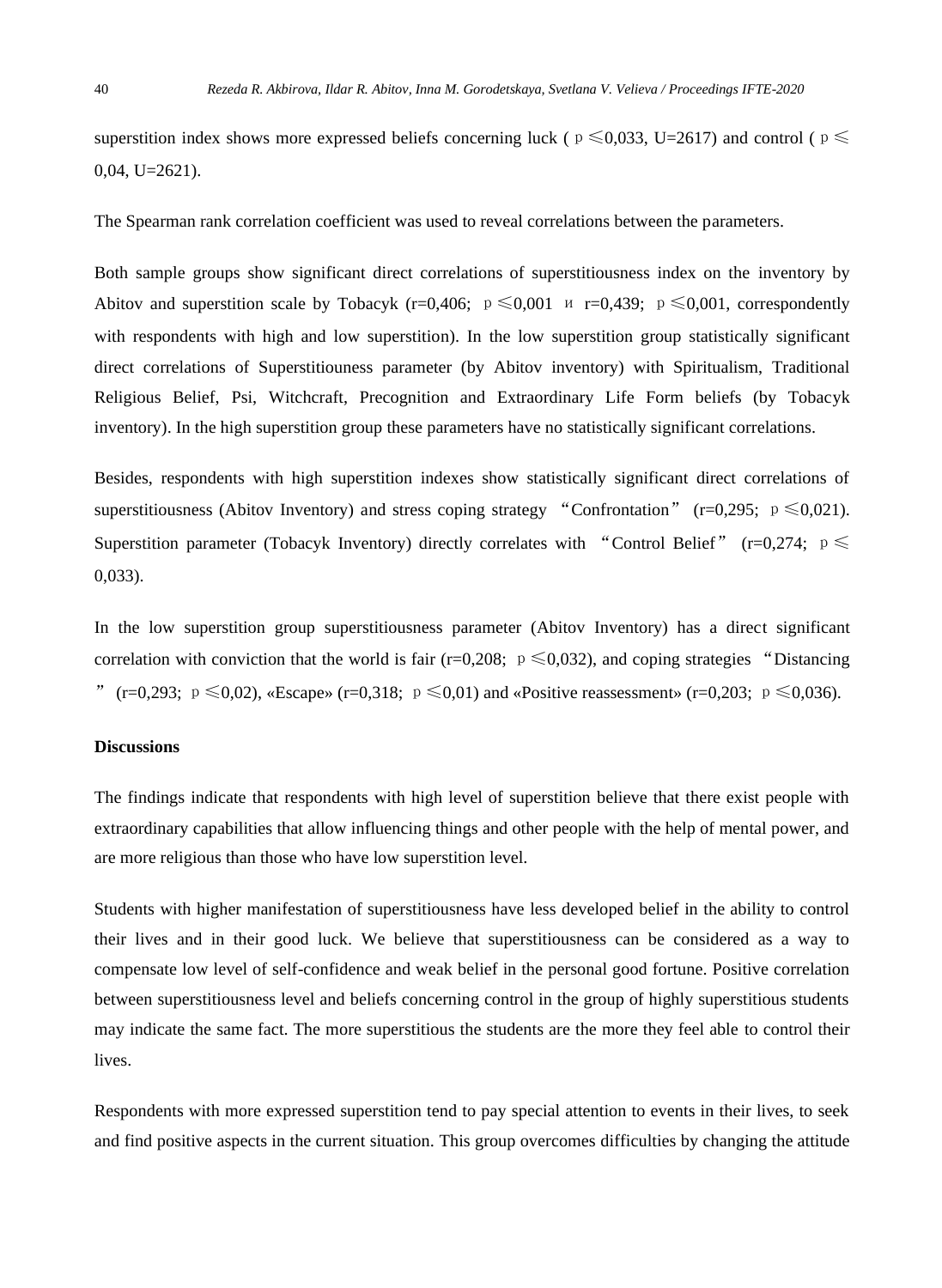superstition index shows more expressed beliefs concerning luck ( $p \leq 0{,}033$, U=2617) and control ( $p \leq 0{,}04$, U=2621).

The Spearman rank correlation coefficient was used to reveal correlations between the parameters.

Both sample groups show significant direct correlations of superstitiousness index on the inventory by Abitov and superstition scale by Tobacyk (r=0,406; $p \leq 0{,}001$ и r=0,439; $p \leq 0{,}001$, correspondently with respondents with high and low superstition). In the low superstition group statistically significant direct correlations of Superstitiouness parameter (by Abitov inventory) with Spiritualism, Traditional Religious Belief, Psi, Witchcraft, Precognition and Extraordinary Life Form beliefs (by Tobacyk inventory). In the high superstition group these parameters have no statistically significant correlations.

Besides, respondents with high superstition indexes show statistically significant direct correlations of superstitiousness (Abitov Inventory) and stress coping strategy "Confrontation" (r=0,295; $p \leq 0{,}021$). Superstition parameter (Tobacyk Inventory) directly correlates with "Control Belief" (r=0,274; $p \leq 0{,}033$).

In the low superstition group superstitiousness parameter (Abitov Inventory) has a direct significant correlation with conviction that the world is fair (r=0,208; $p \leq 0{,}032$), and coping strategies "Distancing" (r=0,293; $p \leq 0{,}02$), «Escape» (r=0,318; $p \leq 0{,}01$) and «Positive reassessment» (r=0,203; $p \leq 0{,}036$).

**Discussions**

The findings indicate that respondents with high level of superstition believe that there exist people with extraordinary capabilities that allow influencing things and other people with the help of mental power, and are more religious than those who have low superstition level.

Students with higher manifestation of superstitiousness have less developed belief in the ability to control their lives and in their good luck. We believe that superstitiousness can be considered as a way to compensate low level of self-confidence and weak belief in the personal good fortune. Positive correlation between superstitiousness level and beliefs concerning control in the group of highly superstitious students may indicate the same fact. The more superstitious the students are the more they feel able to control their lives.

Respondents with more expressed superstition tend to pay special attention to events in their lives, to seek and find positive aspects in the current situation. This group overcomes difficulties by changing the attitude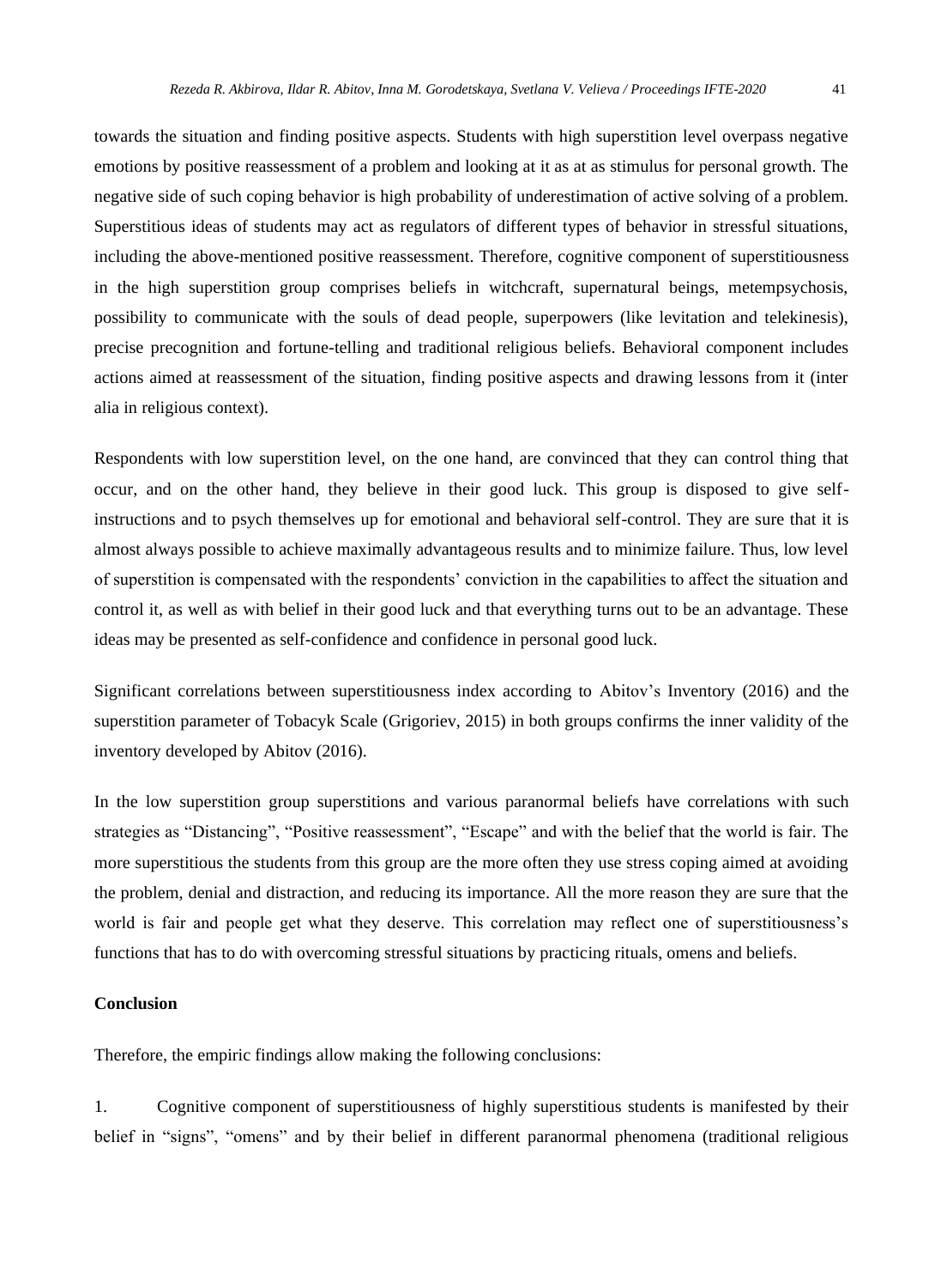towards the situation and finding positive aspects. Students with high superstition level overpass negative emotions by positive reassessment of a problem and looking at it as at as stimulus for personal growth. The negative side of such coping behavior is high probability of underestimation of active solving of a problem. Superstitious ideas of students may act as regulators of different types of behavior in stressful situations, including the above-mentioned positive reassessment. Therefore, cognitive component of superstitiousness in the high superstition group comprises beliefs in witchcraft, supernatural beings, metempsychosis, possibility to communicate with the souls of dead people, superpowers (like levitation and telekinesis), precise precognition and fortune-telling and traditional religious beliefs. Behavioral component includes actions aimed at reassessment of the situation, finding positive aspects and drawing lessons from it (inter alia in religious context).

Respondents with low superstition level, on the one hand, are convinced that they can control thing that occur, and on the other hand, they believe in their good luck. This group is disposed to give self-instructions and to psych themselves up for emotional and behavioral self-control. They are sure that it is almost always possible to achieve maximally advantageous results and to minimize failure. Thus, low level of superstition is compensated with the respondents' conviction in the capabilities to affect the situation and control it, as well as with belief in their good luck and that everything turns out to be an advantage. These ideas may be presented as self-confidence and confidence in personal good luck.

Significant correlations between superstitiousness index according to Abitov's Inventory (2016) and the superstition parameter of Tobacyk Scale (Grigoriev, 2015) in both groups confirms the inner validity of the inventory developed by Abitov (2016).

In the low superstition group superstitions and various paranormal beliefs have correlations with such strategies as "Distancing", "Positive reassessment", "Escape" and with the belief that the world is fair. The more superstitious the students from this group are the more often they use stress coping aimed at avoiding the problem, denial and distraction, and reducing its importance. All the more reason they are sure that the world is fair and people get what they deserve. This correlation may reflect one of superstitiousness's functions that has to do with overcoming stressful situations by practicing rituals, omens and beliefs.

## Conclusion

Therefore, the empiric findings allow making the following conclusions:

1. Cognitive component of superstitiousness of highly superstitious students is manifested by their belief in "signs", "omens" and by their belief in different paranormal phenomena (traditional religious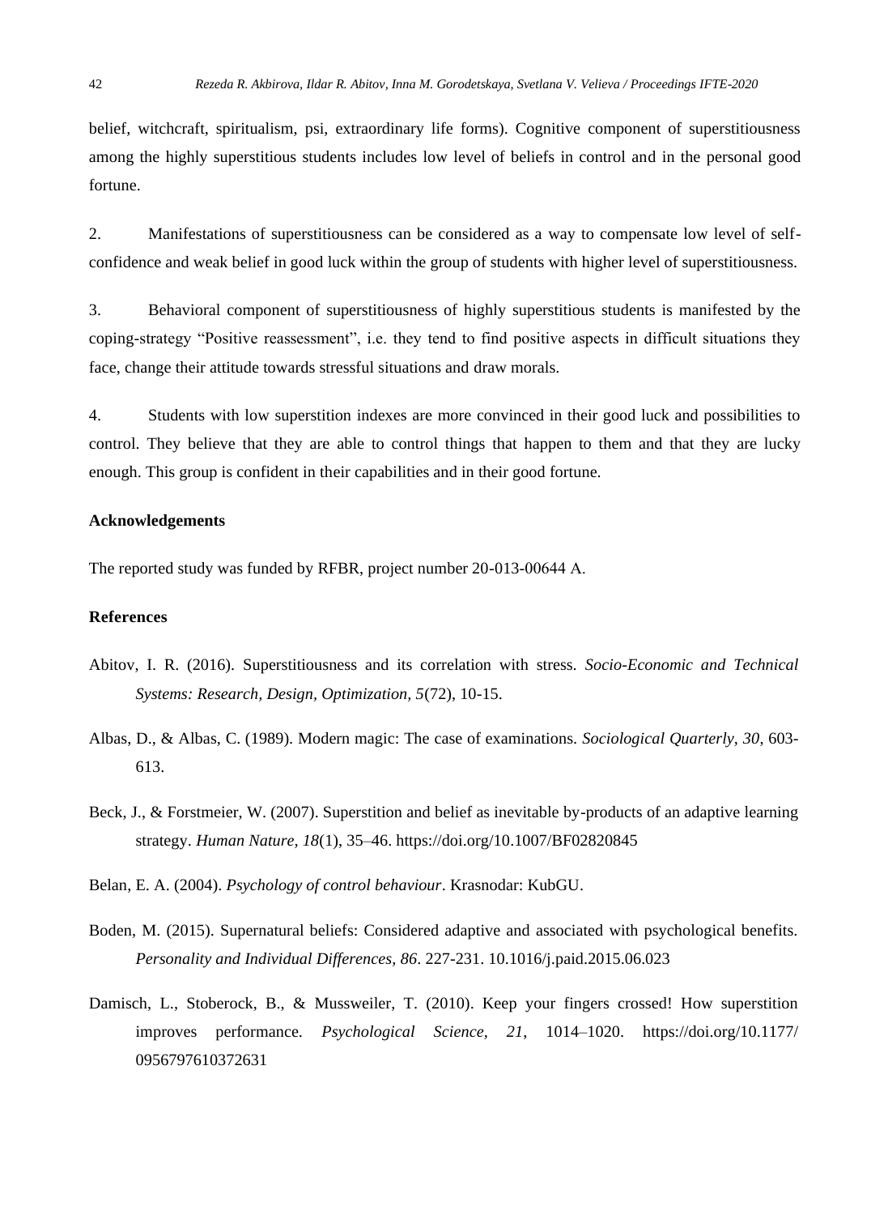belief, witchcraft, spiritualism, psi, extraordinary life forms). Cognitive component of superstitiousness among the highly superstitious students includes low level of beliefs in control and in the personal good fortune.

2. Manifestations of superstitiousness can be considered as a way to compensate low level of self-confidence and weak belief in good luck within the group of students with higher level of superstitiousness.

3. Behavioral component of superstitiousness of highly superstitious students is manifested by the coping-strategy "Positive reassessment", i.e. they tend to find positive aspects in difficult situations they face, change their attitude towards stressful situations and draw morals.

4. Students with low superstition indexes are more convinced in their good luck and possibilities to control. They believe that they are able to control things that happen to them and that they are lucky enough. This group is confident in their capabilities and in their good fortune.

**Acknowledgements**

The reported study was funded by RFBR, project number 20-013-00644 A.

**References**

Abitov, I. R. (2016). Superstitiousness and its correlation with stress. *Socio-Economic and Technical Systems: Research, Design, Optimization, 5*(72), 10-15.

Albas, D., & Albas, C. (1989). Modern magic: The case of examinations. *Sociological Quarterly, 30*, 603-613.

Beck, J., & Forstmeier, W. (2007). Superstition and belief as inevitable by-products of an adaptive learning strategy. *Human Nature, 18*(1), 35–46. https://doi.org/10.1007/BF02820845

Belan, E. A. (2004). *Psychology of control behaviour*. Krasnodar: KubGU.

Boden, M. (2015). Supernatural beliefs: Considered adaptive and associated with psychological benefits. *Personality and Individual Differences, 86*. 227-231. 10.1016/j.paid.2015.06.023

Damisch, L., Stoberock, B., & Mussweiler, T. (2010). Keep your fingers crossed! How superstition improves performance. *Psychological Science, 21*, 1014–1020. https://doi.org/10.1177/0956797610372631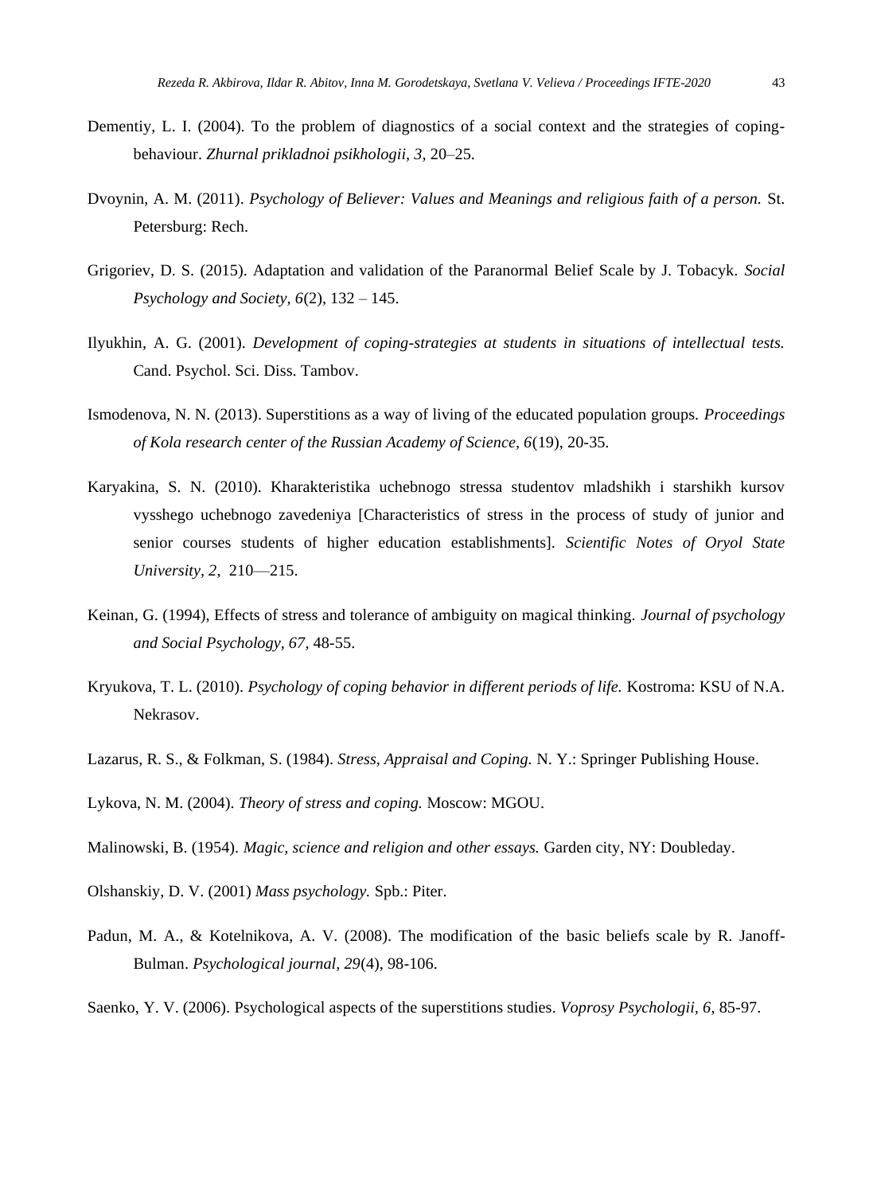Dementiy, L. I. (2004). To the problem of diagnostics of a social context and the strategies of coping-behaviour. *Zhurnal prikladnoi psikhologii, 3*, 20–25.

Dvoynin, A. M. (2011). *Psychology of Believer: Values and Meanings and religious faith of a person.* St. Petersburg: Rech.

Grigoriev, D. S. (2015). Adaptation and validation of the Paranormal Belief Scale by J. Tobacyk. *Social Psychology and Society, 6*(2), 132 – 145.

Ilyukhin, A. G. (2001). *Development of coping-strategies at students in situations of intellectual tests.* Cand. Psychol. Sci. Diss. Tambov.

Ismodenova, N. N. (2013). Superstitions as a way of living of the educated population groups. *Proceedings of Kola research center of the Russian Academy of Science, 6*(19), 20-35.

Karyakina, S. N. (2010). Kharakteristika uchebnogo stressa studentov mladshikh i starshikh kursov vysshego uchebnogo zavedeniya [Characteristics of stress in the process of study of junior and senior courses students of higher education establishments]. *Scientific Notes of Oryol State University, 2*, 210—215.

Keinan, G. (1994), Effects of stress and tolerance of ambiguity on magical thinking. *Journal of psychology and Social Psychology, 67*, 48-55.

Kryukova, T. L. (2010). *Psychology of coping behavior in different periods of life.* Kostroma: KSU of N.A. Nekrasov.

Lazarus, R. S., & Folkman, S. (1984). *Stress, Appraisal and Coping.* N. Y.: Springer Publishing House.

Lykova, N. M. (2004). *Theory of stress and coping.* Moscow: MGOU.

Malinowski, B. (1954). *Magic, science and religion and other essays.* Garden city, NY: Doubleday.

Olshanskiy, D. V. (2001) *Mass psychology.* Spb.: Piter.

Padun, M. A., & Kotelnikova, A. V. (2008). The modification of the basic beliefs scale by R. Janoff-Bulman. *Psychological journal, 29*(4), 98-106.

Saenko, Y. V. (2006). Psychological aspects of the superstitions studies. *Voprosy Psychologii, 6*, 85-97.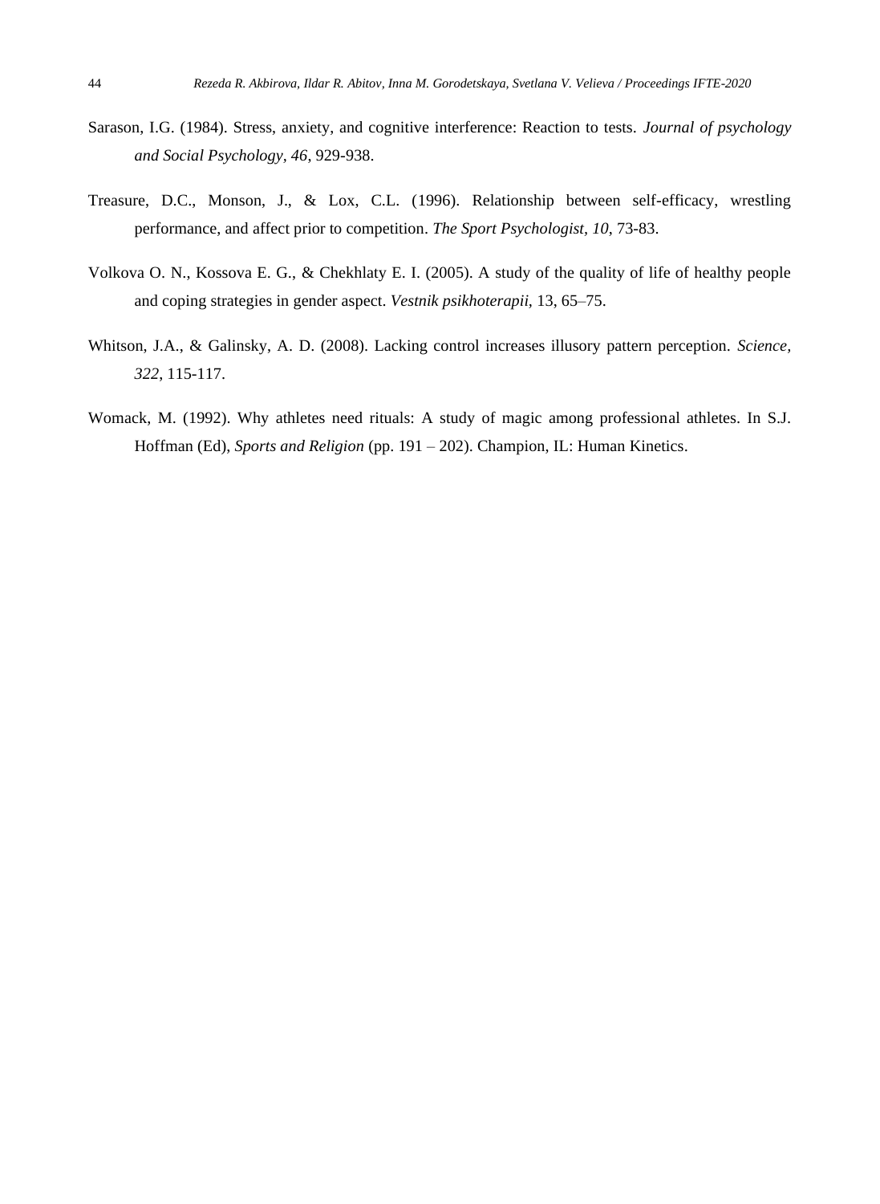Sarason, I.G. (1984). Stress, anxiety, and cognitive interference: Reaction to tests. *Journal of psychology and Social Psychology, 46*, 929-938.

Treasure, D.C., Monson, J., & Lox, C.L. (1996). Relationship between self-efficacy, wrestling performance, and affect prior to competition. *The Sport Psychologist, 10*, 73-83.

Volkova O. N., Kossova E. G., & Chekhlaty E. I. (2005). A study of the quality of life of healthy people and coping strategies in gender aspect. *Vestnik psikhoterapii*, 13, 65–75.

Whitson, J.A., & Galinsky, A. D. (2008). Lacking control increases illusory pattern perception. *Science, 322*, 115-117.

Womack, M. (1992). Why athletes need rituals: A study of magic among professional athletes. In S.J. Hoffman (Ed), *Sports and Religion* (pp. 191 – 202). Champion, IL: Human Kinetics.